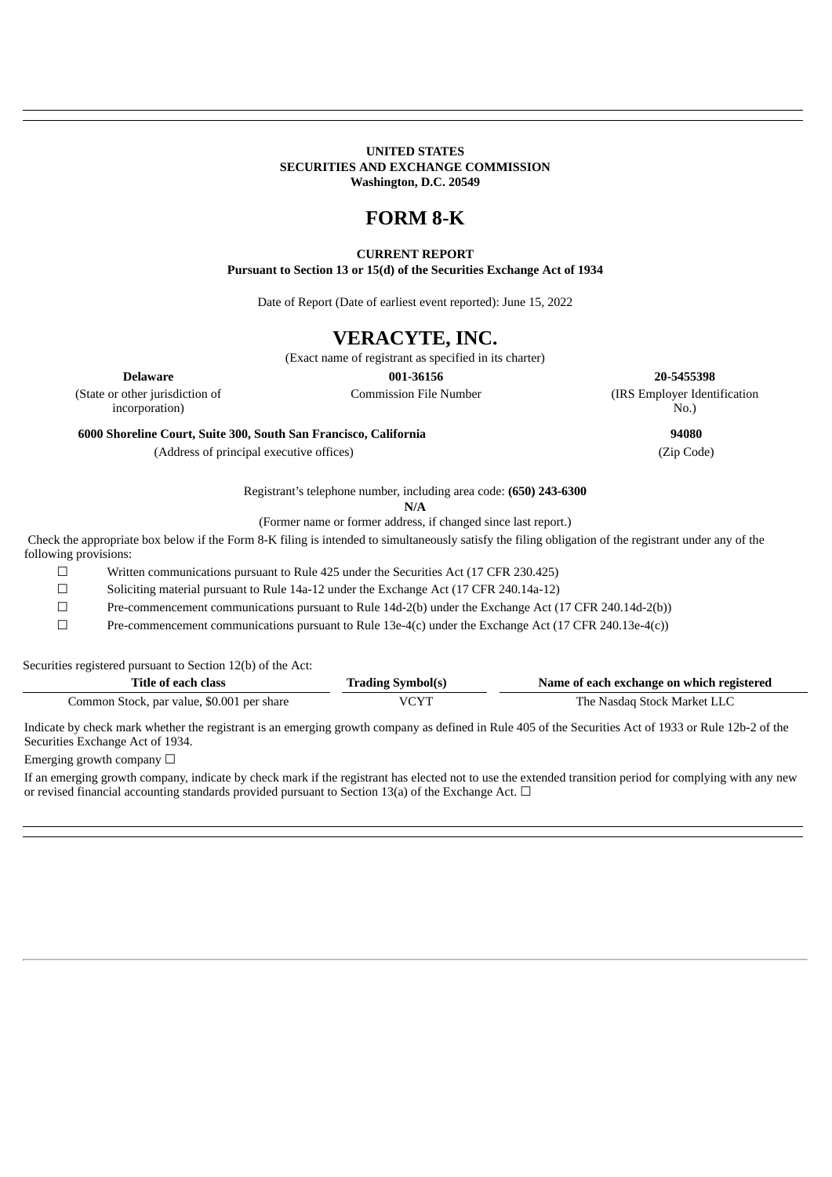**UNITED STATES**
**SECURITIES AND EXCHANGE COMMISSION**
**Washington, D.C. 20549**

# FORM 8-K

**CURRENT REPORT**
**Pursuant to Section 13 or 15(d) of the Securities Exchange Act of 1934**

Date of Report (Date of earliest event reported): June 15, 2022

# VERACYTE, INC.

(Exact name of registrant as specified in its charter)

| **Delaware** | **001-36156** | **20-5455398** |
|---|---|---|
| (State or other jurisdiction of incorporation) | Commission File Number | (IRS Employer Identification No.) |

| **6000 Shoreline Court, Suite 300, South San Francisco, California** | **94080** |
|---|---|
| (Address of principal executive offices) | (Zip Code) |

Registrant's telephone number, including area code: **(650) 243-6300**

**N/A**

(Former name or former address, if changed since last report.)

Check the appropriate box below if the Form 8-K filing is intended to simultaneously satisfy the filing obligation of the registrant under any of the following provisions:

☐ Written communications pursuant to Rule 425 under the Securities Act (17 CFR 230.425)

☐ Soliciting material pursuant to Rule 14a-12 under the Exchange Act (17 CFR 240.14a-12)

☐ Pre-commencement communications pursuant to Rule 14d-2(b) under the Exchange Act (17 CFR 240.14d-2(b))

☐ Pre-commencement communications pursuant to Rule 13e-4(c) under the Exchange Act (17 CFR 240.13e-4(c))

Securities registered pursuant to Section 12(b) of the Act:

| Title of each class | Trading Symbol(s) | Name of each exchange on which registered |
|---|---|---|
| Common Stock, par value, $0.001 per share | VCYT | The Nasdaq Stock Market LLC |

Indicate by check mark whether the registrant is an emerging growth company as defined in Rule 405 of the Securities Act of 1933 or Rule 12b-2 of the Securities Exchange Act of 1934.

Emerging growth company ☐

If an emerging growth company, indicate by check mark if the registrant has elected not to use the extended transition period for complying with any new or revised financial accounting standards provided pursuant to Section 13(a) of the Exchange Act. ☐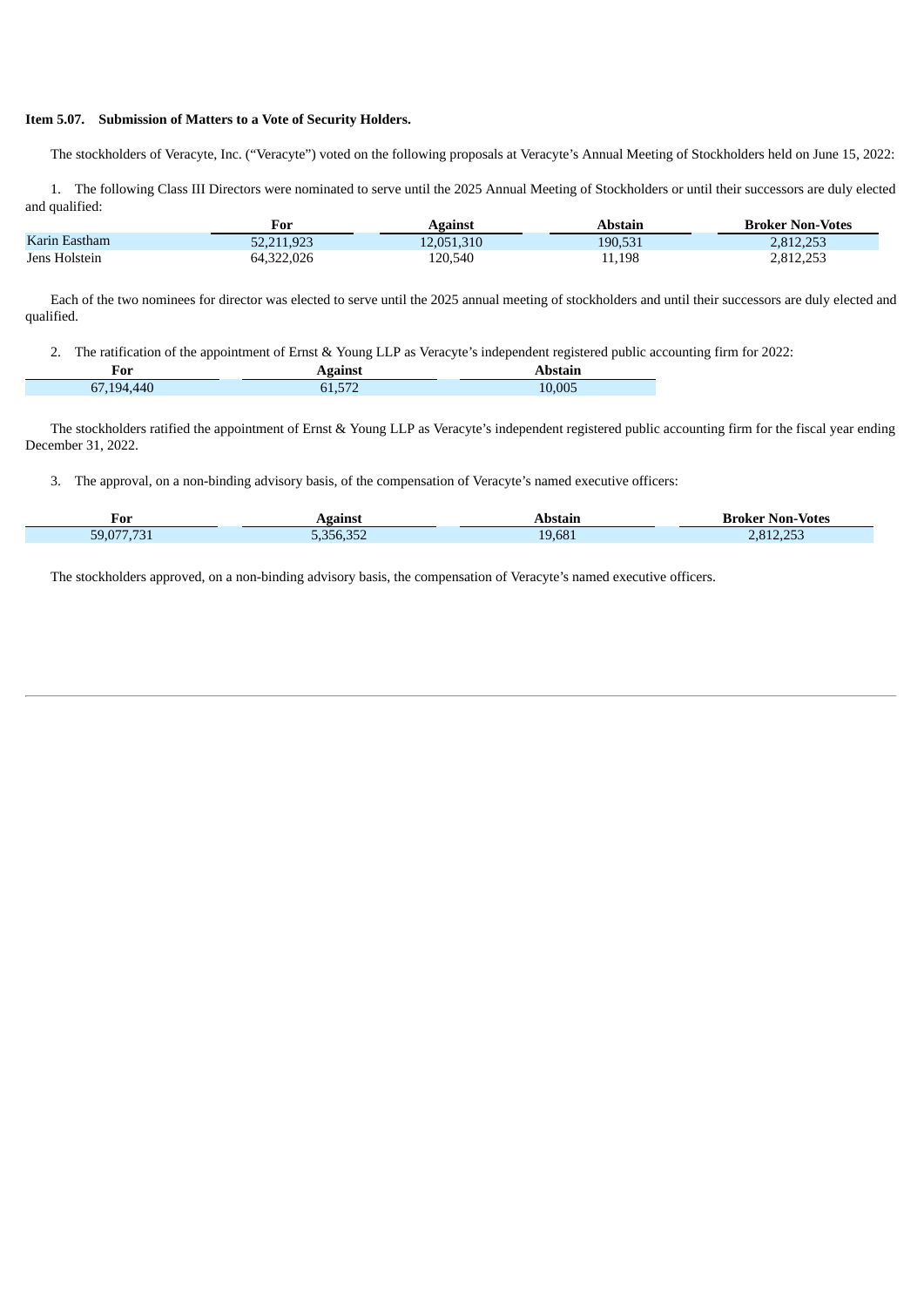**Item 5.07. Submission of Matters to a Vote of Security Holders.**

The stockholders of Veracyte, Inc. ("Veracyte") voted on the following proposals at Veracyte's Annual Meeting of Stockholders held on June 15, 2022:

1. The following Class III Directors were nominated to serve until the 2025 Annual Meeting of Stockholders or until their successors are duly elected and qualified:

| | For | Against | Abstain | Broker Non-Votes |
|---|---|---|---|---|
| Karin Eastham | 52,211,923 | 12,051,310 | 190,531 | 2,812,253 |
| Jens Holstein | 64,322,026 | 120,540 | 11,198 | 2,812,253 |

Each of the two nominees for director was elected to serve until the 2025 annual meeting of stockholders and until their successors are duly elected and qualified.

2. The ratification of the appointment of Ernst & Young LLP as Veracyte's independent registered public accounting firm for 2022:

| For | Against | Abstain |
|---|---|---|
| 67,194,440 | 61,572 | 10,005 |

The stockholders ratified the appointment of Ernst & Young LLP as Veracyte's independent registered public accounting firm for the fiscal year ending December 31, 2022.

3. The approval, on a non-binding advisory basis, of the compensation of Veracyte's named executive officers:

| For | Against | Abstain | Broker Non-Votes |
|---|---|---|---|
| 59,077,731 | 5,356,352 | 19,681 | 2,812,253 |

The stockholders approved, on a non-binding advisory basis, the compensation of Veracyte's named executive officers.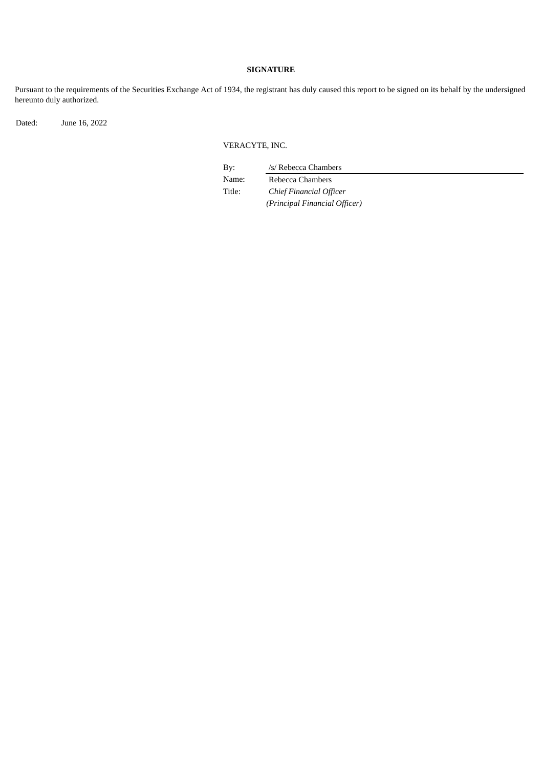**SIGNATURE**

Pursuant to the requirements of the Securities Exchange Act of 1934, the registrant has duly caused this report to be signed on its behalf by the undersigned hereunto duly authorized.

Dated: June 16, 2022

VERACYTE, INC.

| | |
|---|---|
| By: | /s/ Rebecca Chambers |
| Name: | Rebecca Chambers |
| Title: | *Chief Financial Officer* |
| | *(Principal Financial Officer)* |